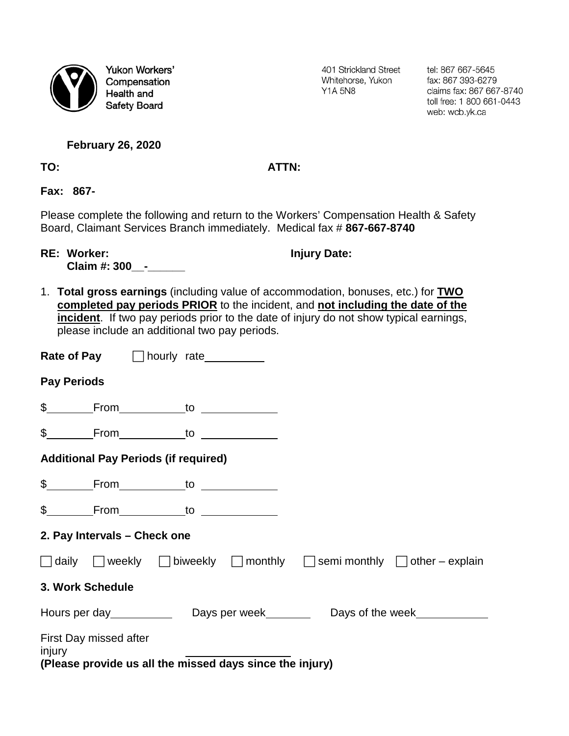**Yukon Workers' Compensation Health and Safety Board**

401 Strickland Street
Whitehorse, Yukon
Y1A 5N8

tel: 867 667-5645
fax: 867 393-6279
claims fax: 867 667-8740
toll free: 1 800 661-0443
web: wcb.yk.ca

**February 26, 2020**

**TO:** **ATTN:**

**Fax: 867-**

Please complete the following and return to the Workers' Compensation Health & Safety Board, Claimant Services Branch immediately. Medical fax # **867-667-8740**

**RE: Worker:** **Injury Date:**
**Claim #: 300__-______**

1. **Total gross earnings** (including value of accommodation, bonuses, etc.) for **TWO completed pay periods PRIOR** to the incident, and **not including the date of the incident**. If two pay periods prior to the date of injury do not show typical earnings, please include an additional two pay periods.

**Rate of Pay** ☐ hourly rate__________

**Pay Periods**

$________ From___________ to ____________

$________ From___________ to ____________

**Additional Pay Periods (if required)**

$________ From___________ to ____________

$________ From___________ to ____________

**2. Pay Intervals – Check one**

☐ daily ☐ weekly ☐ biweekly ☐ monthly ☐ semi monthly ☐ other – explain

**3. Work Schedule**

Hours per day__________ Days per week________ Days of the week___________

First Day missed after injury ________________
**(Please provide us all the missed days since the injury)**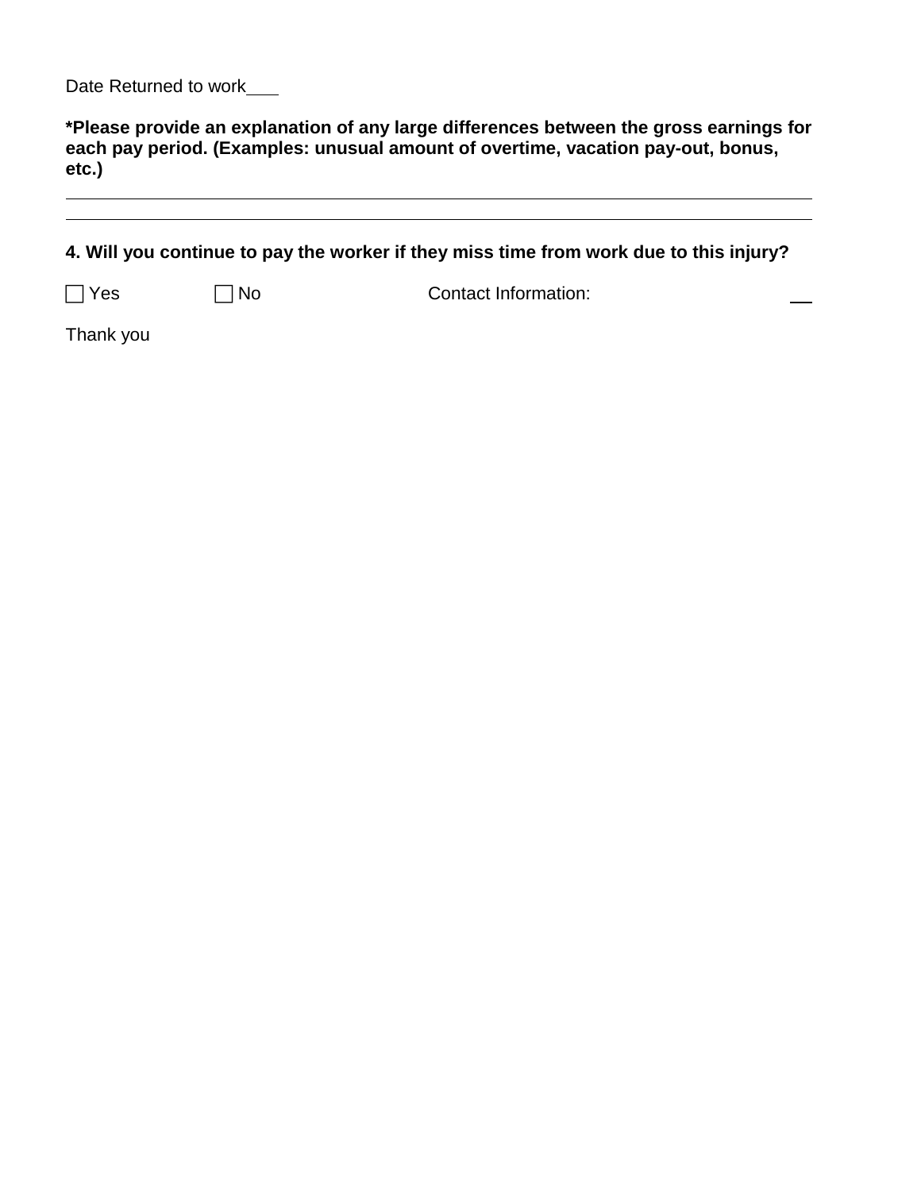Date Returned to work___

**\*Please provide an explanation of any large differences between the gross earnings for each pay period. (Examples: unusual amount of overtime, vacation pay-out, bonus, etc.)**

______________________________________________________________________________

______________________________________________________________________________

**4. Will you continue to pay the worker if they miss time from work due to this injury?**

☐ Yes ☐ No Contact Information: __

Thank you